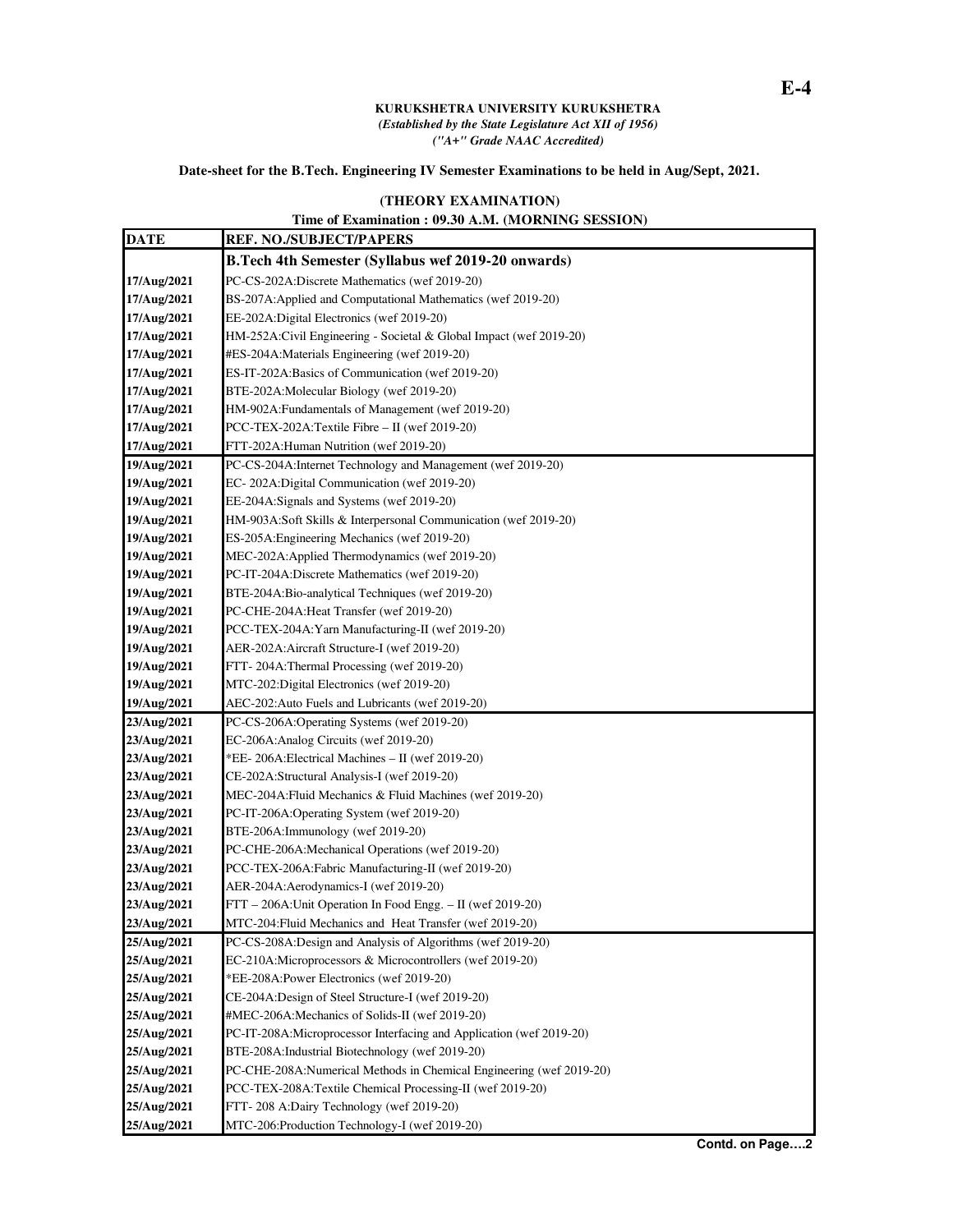E-4

**KURUKSHETRA UNIVERSITY KURUKSHETRA**
*(Established by the State Legislature Act XII of 1956)*
*("A+" Grade NAAC Accredited)*

**Date-sheet for the B.Tech. Engineering IV Semester Examinations to be held in Aug/Sept, 2021.**

**(THEORY EXAMINATION)**
**Time of Examination : 09.30 A.M. (MORNING SESSION)**

| DATE | REF. NO./SUBJECT/PAPERS |
|---|---|
| | **B.Tech 4th Semester (Syllabus wef 2019-20 onwards)** |
| 17/Aug/2021 | PC-CS-202A:Discrete Mathematics (wef 2019-20) |
| 17/Aug/2021 | BS-207A:Applied and Computational Mathematics (wef 2019-20) |
| 17/Aug/2021 | EE-202A:Digital Electronics (wef 2019-20) |
| 17/Aug/2021 | HM-252A:Civil Engineering - Societal & Global Impact (wef 2019-20) |
| 17/Aug/2021 | #ES-204A:Materials Engineering (wef 2019-20) |
| 17/Aug/2021 | ES-IT-202A:Basics of Communication (wef 2019-20) |
| 17/Aug/2021 | BTE-202A:Molecular Biology (wef 2019-20) |
| 17/Aug/2021 | HM-902A:Fundamentals of Management (wef 2019-20) |
| 17/Aug/2021 | PCC-TEX-202A:Textile Fibre – II (wef 2019-20) |
| 17/Aug/2021 | FTT-202A:Human Nutrition (wef 2019-20) |
| 19/Aug/2021 | PC-CS-204A:Internet Technology and Management (wef 2019-20) |
| 19/Aug/2021 | EC- 202A:Digital Communication (wef 2019-20) |
| 19/Aug/2021 | EE-204A:Signals and Systems (wef 2019-20) |
| 19/Aug/2021 | HM-903A:Soft Skills & Interpersonal Communication (wef 2019-20) |
| 19/Aug/2021 | ES-205A:Engineering Mechanics (wef 2019-20) |
| 19/Aug/2021 | MEC-202A:Applied Thermodynamics (wef 2019-20) |
| 19/Aug/2021 | PC-IT-204A:Discrete Mathematics (wef 2019-20) |
| 19/Aug/2021 | BTE-204A:Bio-analytical Techniques (wef 2019-20) |
| 19/Aug/2021 | PC-CHE-204A:Heat Transfer (wef 2019-20) |
| 19/Aug/2021 | PCC-TEX-204A:Yarn Manufacturing-II (wef 2019-20) |
| 19/Aug/2021 | AER-202A:Aircraft Structure-I (wef 2019-20) |
| 19/Aug/2021 | FTT- 204A:Thermal Processing (wef 2019-20) |
| 19/Aug/2021 | MTC-202:Digital Electronics (wef 2019-20) |
| 19/Aug/2021 | AEC-202:Auto Fuels and Lubricants (wef 2019-20) |
| 23/Aug/2021 | PC-CS-206A:Operating Systems (wef 2019-20) |
| 23/Aug/2021 | EC-206A:Analog Circuits (wef 2019-20) |
| 23/Aug/2021 | *EE- 206A:Electrical Machines – II (wef 2019-20) |
| 23/Aug/2021 | CE-202A:Structural Analysis-I (wef 2019-20) |
| 23/Aug/2021 | MEC-204A:Fluid Mechanics & Fluid Machines (wef 2019-20) |
| 23/Aug/2021 | PC-IT-206A:Operating System (wef 2019-20) |
| 23/Aug/2021 | BTE-206A:Immunology (wef 2019-20) |
| 23/Aug/2021 | PC-CHE-206A:Mechanical Operations (wef 2019-20) |
| 23/Aug/2021 | PCC-TEX-206A:Fabric Manufacturing-II (wef 2019-20) |
| 23/Aug/2021 | AER-204A:Aerodynamics-I (wef 2019-20) |
| 23/Aug/2021 | FTT – 206A:Unit Operation In Food Engg. – II (wef 2019-20) |
| 23/Aug/2021 | MTC-204:Fluid Mechanics and Heat Transfer (wef 2019-20) |
| 25/Aug/2021 | PC-CS-208A:Design and Analysis of Algorithms (wef 2019-20) |
| 25/Aug/2021 | EC-210A:Microprocessors & Microcontrollers (wef 2019-20) |
| 25/Aug/2021 | *EE-208A:Power Electronics (wef 2019-20) |
| 25/Aug/2021 | CE-204A:Design of Steel Structure-I (wef 2019-20) |
| 25/Aug/2021 | #MEC-206A:Mechanics of Solids-II (wef 2019-20) |
| 25/Aug/2021 | PC-IT-208A:Microprocessor Interfacing and Application (wef 2019-20) |
| 25/Aug/2021 | BTE-208A:Industrial Biotechnology (wef 2019-20) |
| 25/Aug/2021 | PC-CHE-208A:Numerical Methods in Chemical Engineering (wef 2019-20) |
| 25/Aug/2021 | PCC-TEX-208A:Textile Chemical Processing-II (wef 2019-20) |
| 25/Aug/2021 | FTT- 208 A:Dairy Technology (wef 2019-20) |
| 25/Aug/2021 | MTC-206:Production Technology-I (wef 2019-20) |

**Contd. on Page….2**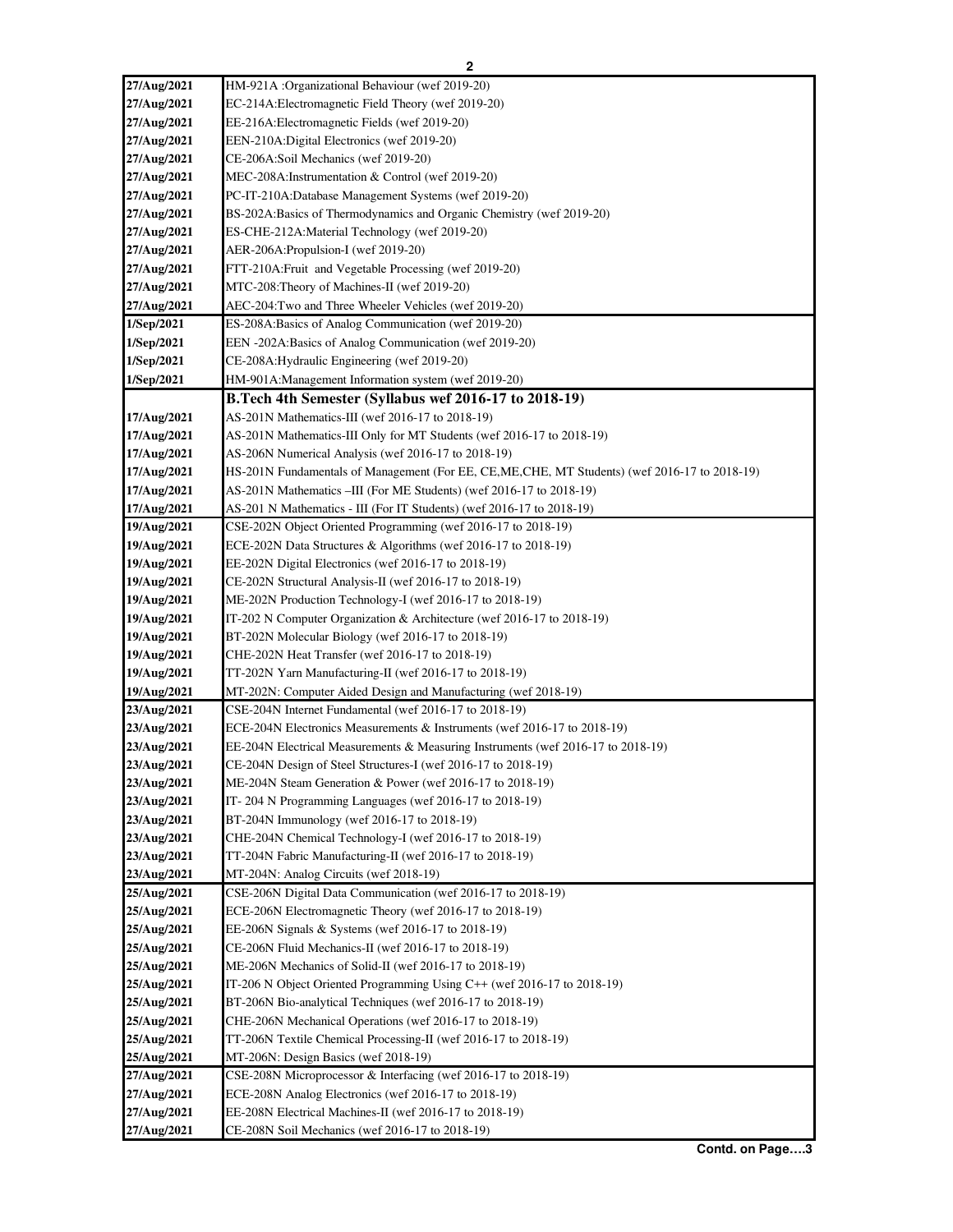| | |
|---|---|
| 27/Aug/2021 | HM-921A :Organizational Behaviour (wef 2019-20) |
| 27/Aug/2021 | EC-214A:Electromagnetic Field Theory (wef 2019-20) |
| 27/Aug/2021 | EE-216A:Electromagnetic Fields (wef 2019-20) |
| 27/Aug/2021 | EEN-210A:Digital Electronics (wef 2019-20) |
| 27/Aug/2021 | CE-206A:Soil Mechanics (wef 2019-20) |
| 27/Aug/2021 | MEC-208A:Instrumentation & Control (wef 2019-20) |
| 27/Aug/2021 | PC-IT-210A:Database Management Systems (wef 2019-20) |
| 27/Aug/2021 | BS-202A:Basics of Thermodynamics and Organic Chemistry (wef 2019-20) |
| 27/Aug/2021 | ES-CHE-212A:Material Technology (wef 2019-20) |
| 27/Aug/2021 | AER-206A:Propulsion-I (wef 2019-20) |
| 27/Aug/2021 | FTT-210A:Fruit and Vegetable Processing (wef 2019-20) |
| 27/Aug/2021 | MTC-208:Theory of Machines-II (wef 2019-20) |
| 27/Aug/2021 | AEC-204:Two and Three Wheeler Vehicles (wef 2019-20) |
| 1/Sep/2021 | ES-208A:Basics of Analog Communication (wef 2019-20) |
| 1/Sep/2021 | EEN -202A:Basics of Analog Communication (wef 2019-20) |
| 1/Sep/2021 | CE-208A:Hydraulic Engineering (wef 2019-20) |
| 1/Sep/2021 | HM-901A:Management Information system (wef 2019-20) |
| | **B.Tech 4th Semester (Syllabus wef 2016-17 to 2018-19)** |
| 17/Aug/2021 | AS-201N Mathematics-III (wef 2016-17 to 2018-19) |
| 17/Aug/2021 | AS-201N Mathematics-III Only for MT Students (wef 2016-17 to 2018-19) |
| 17/Aug/2021 | AS-206N Numerical Analysis (wef 2016-17 to 2018-19) |
| 17/Aug/2021 | HS-201N Fundamentals of Management (For EE, CE,ME,CHE, MT Students) (wef 2016-17 to 2018-19) |
| 17/Aug/2021 | AS-201N Mathematics –III (For ME Students) (wef 2016-17 to 2018-19) |
| 17/Aug/2021 | AS-201 N Mathematics - III (For IT Students) (wef 2016-17 to 2018-19) |
| 19/Aug/2021 | CSE-202N Object Oriented Programming (wef 2016-17 to 2018-19) |
| 19/Aug/2021 | ECE-202N Data Structures & Algorithms (wef 2016-17 to 2018-19) |
| 19/Aug/2021 | EE-202N Digital Electronics (wef 2016-17 to 2018-19) |
| 19/Aug/2021 | CE-202N Structural Analysis-II (wef 2016-17 to 2018-19) |
| 19/Aug/2021 | ME-202N Production Technology-I (wef 2016-17 to 2018-19) |
| 19/Aug/2021 | IT-202 N Computer Organization & Architecture (wef 2016-17 to 2018-19) |
| 19/Aug/2021 | BT-202N Molecular Biology (wef 2016-17 to 2018-19) |
| 19/Aug/2021 | CHE-202N Heat Transfer (wef 2016-17 to 2018-19) |
| 19/Aug/2021 | TT-202N Yarn Manufacturing-II (wef 2016-17 to 2018-19) |
| 19/Aug/2021 | MT-202N: Computer Aided Design and Manufacturing (wef 2018-19) |
| 23/Aug/2021 | CSE-204N Internet Fundamental (wef 2016-17 to 2018-19) |
| 23/Aug/2021 | ECE-204N Electronics Measurements & Instruments (wef 2016-17 to 2018-19) |
| 23/Aug/2021 | EE-204N Electrical Measurements & Measuring Instruments (wef 2016-17 to 2018-19) |
| 23/Aug/2021 | CE-204N Design of Steel Structures-I (wef 2016-17 to 2018-19) |
| 23/Aug/2021 | ME-204N Steam Generation & Power (wef 2016-17 to 2018-19) |
| 23/Aug/2021 | IT- 204 N Programming Languages (wef 2016-17 to 2018-19) |
| 23/Aug/2021 | BT-204N Immunology (wef 2016-17 to 2018-19) |
| 23/Aug/2021 | CHE-204N Chemical Technology-I (wef 2016-17 to 2018-19) |
| 23/Aug/2021 | TT-204N Fabric Manufacturing-II (wef 2016-17 to 2018-19) |
| 23/Aug/2021 | MT-204N: Analog Circuits (wef 2018-19) |
| 25/Aug/2021 | CSE-206N Digital Data Communication (wef 2016-17 to 2018-19) |
| 25/Aug/2021 | ECE-206N Electromagnetic Theory (wef 2016-17 to 2018-19) |
| 25/Aug/2021 | EE-206N Signals & Systems (wef 2016-17 to 2018-19) |
| 25/Aug/2021 | CE-206N Fluid Mechanics-II (wef 2016-17 to 2018-19) |
| 25/Aug/2021 | ME-206N Mechanics of Solid-II (wef 2016-17 to 2018-19) |
| 25/Aug/2021 | IT-206 N Object Oriented Programming Using C++ (wef 2016-17 to 2018-19) |
| 25/Aug/2021 | BT-206N Bio-analytical Techniques (wef 2016-17 to 2018-19) |
| 25/Aug/2021 | CHE-206N Mechanical Operations (wef 2016-17 to 2018-19) |
| 25/Aug/2021 | TT-206N Textile Chemical Processing-II (wef 2016-17 to 2018-19) |
| 25/Aug/2021 | MT-206N: Design Basics (wef 2018-19) |
| 27/Aug/2021 | CSE-208N Microprocessor & Interfacing (wef 2016-17 to 2018-19) |
| 27/Aug/2021 | ECE-208N Analog Electronics (wef 2016-17 to 2018-19) |
| 27/Aug/2021 | EE-208N Electrical Machines-II (wef 2016-17 to 2018-19) |
| 27/Aug/2021 | CE-208N Soil Mechanics (wef 2016-17 to 2018-19) |

**Contd. on Page….3**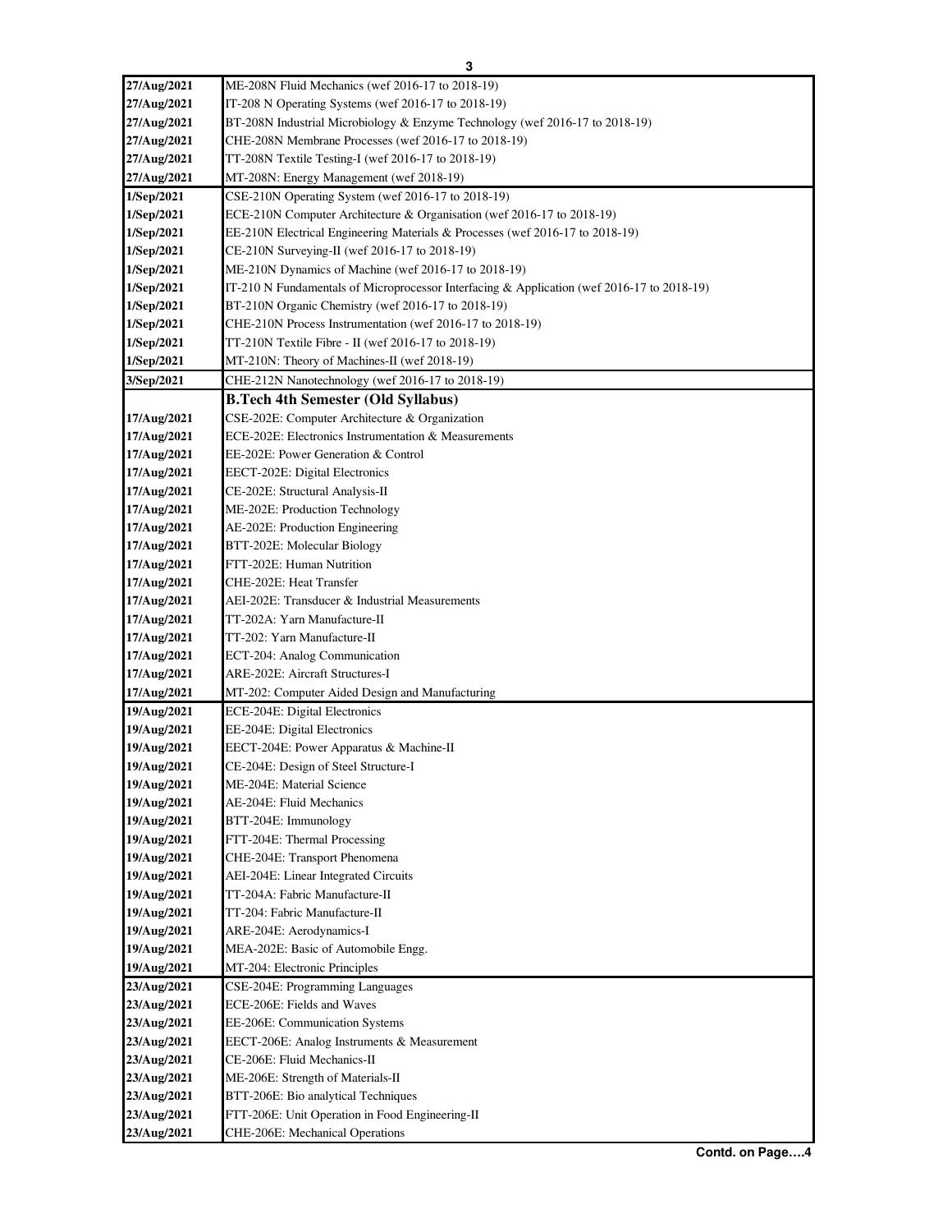| | |
|---|---|
| 27/Aug/2021 | ME-208N Fluid Mechanics (wef 2016-17 to 2018-19) |
| 27/Aug/2021 | IT-208 N Operating Systems (wef 2016-17 to 2018-19) |
| 27/Aug/2021 | BT-208N Industrial Microbiology & Enzyme Technology (wef 2016-17 to 2018-19) |
| 27/Aug/2021 | CHE-208N Membrane Processes (wef 2016-17 to 2018-19) |
| 27/Aug/2021 | TT-208N Textile Testing-I (wef 2016-17 to 2018-19) |
| 27/Aug/2021 | MT-208N: Energy Management (wef 2018-19) |
| 1/Sep/2021 | CSE-210N Operating System (wef 2016-17 to 2018-19) |
| 1/Sep/2021 | ECE-210N Computer Architecture & Organisation (wef 2016-17 to 2018-19) |
| 1/Sep/2021 | EE-210N Electrical Engineering Materials & Processes (wef 2016-17 to 2018-19) |
| 1/Sep/2021 | CE-210N Surveying-II (wef 2016-17 to 2018-19) |
| 1/Sep/2021 | ME-210N Dynamics of Machine (wef 2016-17 to 2018-19) |
| 1/Sep/2021 | IT-210 N Fundamentals of Microprocessor Interfacing & Application (wef 2016-17 to 2018-19) |
| 1/Sep/2021 | BT-210N Organic Chemistry (wef 2016-17 to 2018-19) |
| 1/Sep/2021 | CHE-210N Process Instrumentation (wef 2016-17 to 2018-19) |
| 1/Sep/2021 | TT-210N Textile Fibre - II (wef 2016-17 to 2018-19) |
| 1/Sep/2021 | MT-210N: Theory of Machines-II (wef 2018-19) |
| 3/Sep/2021 | CHE-212N Nanotechnology (wef 2016-17 to 2018-19) |
| | **B.Tech 4th Semester (Old Syllabus)** |
| 17/Aug/2021 | CSE-202E: Computer Architecture & Organization |
| 17/Aug/2021 | ECE-202E: Electronics Instrumentation & Measurements |
| 17/Aug/2021 | EE-202E: Power Generation & Control |
| 17/Aug/2021 | EECT-202E: Digital Electronics |
| 17/Aug/2021 | CE-202E: Structural Analysis-II |
| 17/Aug/2021 | ME-202E: Production Technology |
| 17/Aug/2021 | AE-202E: Production Engineering |
| 17/Aug/2021 | BTT-202E: Molecular Biology |
| 17/Aug/2021 | FTT-202E: Human Nutrition |
| 17/Aug/2021 | CHE-202E: Heat Transfer |
| 17/Aug/2021 | AEI-202E: Transducer & Industrial Measurements |
| 17/Aug/2021 | TT-202A: Yarn Manufacture-II |
| 17/Aug/2021 | TT-202: Yarn Manufacture-II |
| 17/Aug/2021 | ECT-204: Analog Communication |
| 17/Aug/2021 | ARE-202E: Aircraft Structures-I |
| 17/Aug/2021 | MT-202: Computer Aided Design and Manufacturing |
| 19/Aug/2021 | ECE-204E: Digital Electronics |
| 19/Aug/2021 | EE-204E: Digital Electronics |
| 19/Aug/2021 | EECT-204E: Power Apparatus & Machine-II |
| 19/Aug/2021 | CE-204E: Design of Steel Structure-I |
| 19/Aug/2021 | ME-204E: Material Science |
| 19/Aug/2021 | AE-204E: Fluid Mechanics |
| 19/Aug/2021 | BTT-204E: Immunology |
| 19/Aug/2021 | FTT-204E: Thermal Processing |
| 19/Aug/2021 | CHE-204E: Transport Phenomena |
| 19/Aug/2021 | AEI-204E: Linear Integrated Circuits |
| 19/Aug/2021 | TT-204A: Fabric Manufacture-II |
| 19/Aug/2021 | TT-204: Fabric Manufacture-II |
| 19/Aug/2021 | ARE-204E: Aerodynamics-I |
| 19/Aug/2021 | MEA-202E: Basic of Automobile Engg. |
| 19/Aug/2021 | MT-204: Electronic Principles |
| 23/Aug/2021 | CSE-204E: Programming Languages |
| 23/Aug/2021 | ECE-206E: Fields and Waves |
| 23/Aug/2021 | EE-206E: Communication Systems |
| 23/Aug/2021 | EECT-206E: Analog Instruments & Measurement |
| 23/Aug/2021 | CE-206E: Fluid Mechanics-II |
| 23/Aug/2021 | ME-206E: Strength of Materials-II |
| 23/Aug/2021 | BTT-206E: Bio analytical Techniques |
| 23/Aug/2021 | FTT-206E: Unit Operation in Food Engineering-II |
| 23/Aug/2021 | CHE-206E: Mechanical Operations |

**Contd. on Page….4**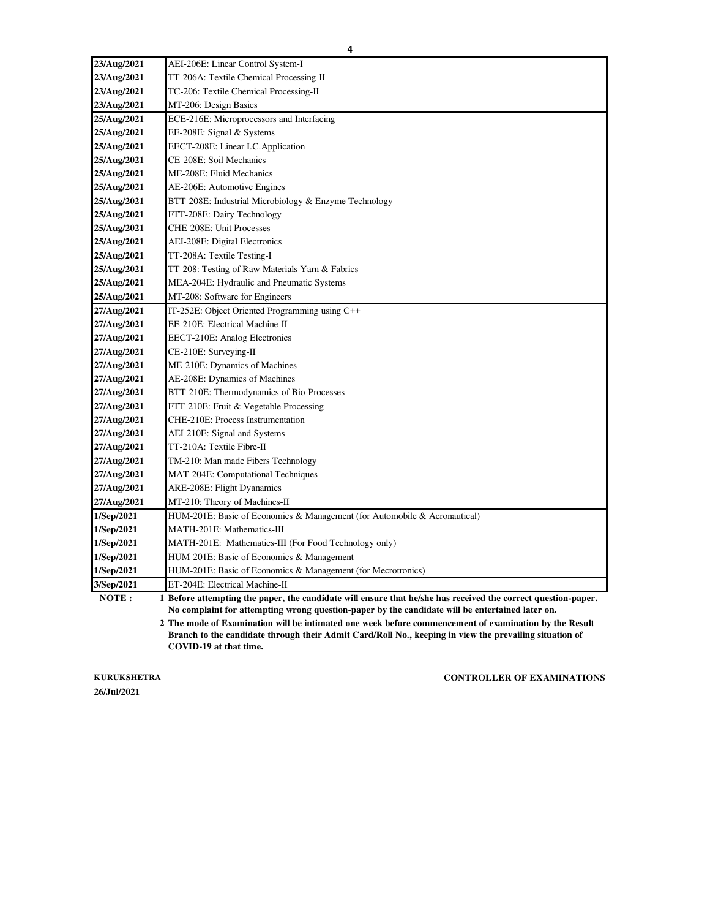| | |
|---|---|
| 23/Aug/2021 | AEI-206E: Linear Control System-I |
| 23/Aug/2021 | TT-206A: Textile Chemical Processing-II |
| 23/Aug/2021 | TC-206: Textile Chemical Processing-II |
| 23/Aug/2021 | MT-206: Design Basics |
| 25/Aug/2021 | ECE-216E: Microprocessors and Interfacing |
| 25/Aug/2021 | EE-208E: Signal & Systems |
| 25/Aug/2021 | EECT-208E: Linear I.C.Application |
| 25/Aug/2021 | CE-208E: Soil Mechanics |
| 25/Aug/2021 | ME-208E: Fluid Mechanics |
| 25/Aug/2021 | AE-206E: Automotive Engines |
| 25/Aug/2021 | BTT-208E: Industrial Microbiology & Enzyme Technology |
| 25/Aug/2021 | FTT-208E: Dairy Technology |
| 25/Aug/2021 | CHE-208E: Unit Processes |
| 25/Aug/2021 | AEI-208E: Digital Electronics |
| 25/Aug/2021 | TT-208A: Textile Testing-I |
| 25/Aug/2021 | TT-208: Testing of Raw Materials Yarn & Fabrics |
| 25/Aug/2021 | MEA-204E: Hydraulic and Pneumatic Systems |
| 25/Aug/2021 | MT-208: Software for Engineers |
| 27/Aug/2021 | IT-252E: Object Oriented Programming using C++ |
| 27/Aug/2021 | EE-210E: Electrical Machine-II |
| 27/Aug/2021 | EECT-210E: Analog Electronics |
| 27/Aug/2021 | CE-210E: Surveying-II |
| 27/Aug/2021 | ME-210E: Dynamics of Machines |
| 27/Aug/2021 | AE-208E: Dynamics of Machines |
| 27/Aug/2021 | BTT-210E: Thermodynamics of Bio-Processes |
| 27/Aug/2021 | FTT-210E: Fruit & Vegetable Processing |
| 27/Aug/2021 | CHE-210E: Process Instrumentation |
| 27/Aug/2021 | AEI-210E: Signal and Systems |
| 27/Aug/2021 | TT-210A: Textile Fibre-II |
| 27/Aug/2021 | TM-210: Man made Fibers Technology |
| 27/Aug/2021 | MAT-204E: Computational Techniques |
| 27/Aug/2021 | ARE-208E: Flight Dyanamics |
| 27/Aug/2021 | MT-210: Theory of Machines-II |
| 1/Sep/2021 | HUM-201E: Basic of Economics & Management (for Automobile & Aeronautical) |
| 1/Sep/2021 | MATH-201E: Mathematics-III |
| 1/Sep/2021 | MATH-201E: Mathematics-III (For Food Technology only) |
| 1/Sep/2021 | HUM-201E: Basic of Economics & Management |
| 1/Sep/2021 | HUM-201E: Basic of Economics & Management (for Mecrotronics) |
| 3/Sep/2021 | ET-204E: Electrical Machine-II |

**NOTE :**

1. **Before attempting the paper, the candidate will ensure that he/she has received the correct question-paper. No complaint for attempting wrong question-paper by the candidate will be entertained later on.**
2. **The mode of Examination will be intimated one week before commencement of examination by the Result Branch to the candidate through their Admit Card/Roll No., keeping in view the prevailing situation of COVID-19 at that time.**

**KURUKSHETRA**

**26/Jul/2021**

**CONTROLLER OF EXAMINATIONS**